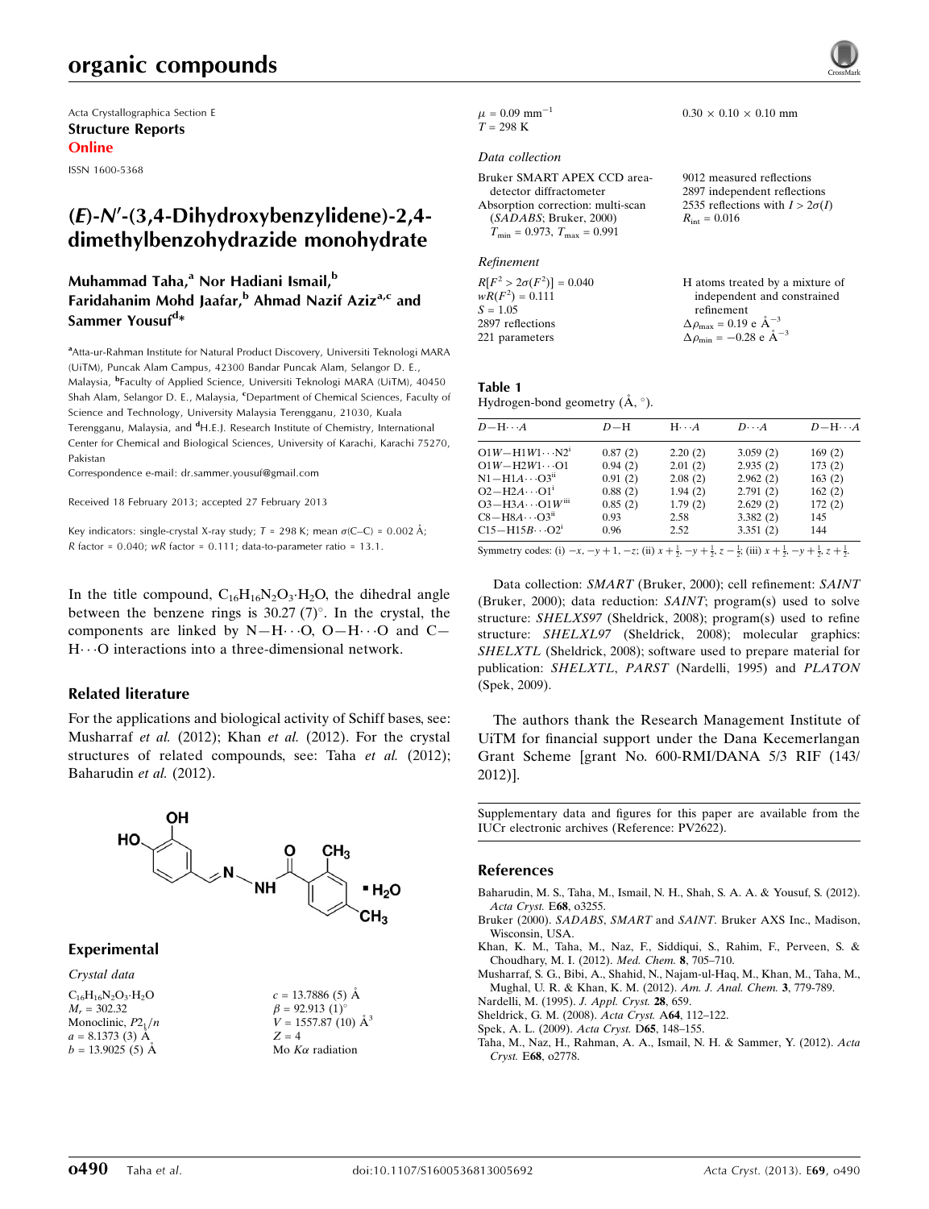Acta Crystallographica Section E

**Structure Reports Online**

ISSN 1600-5368

# (*E*)-*N*′-(3,4-Dihydroxybenzylidene)-2,4-dimethylbenzohydrazide monohydrate

**Muhammad Taha,[a] Nor Hadiani Ismail,[b] Faridahanim Mohd Jaafar,[b] Ahmad Nazif Aziz[a,c] and Sammer Yousuf[d]***

[a]Atta-ur-Rahman Institute for Natural Product Discovery, Universiti Teknologi MARA (UiTM), Puncak Alam Campus, 42300 Bandar Puncak Alam, Selangor D. E., Malaysia, [b]Faculty of Applied Science, Universiti Teknologi MARA (UiTM), 40450 Shah Alam, Selangor D. E., Malaysia, [c]Department of Chemical Sciences, Faculty of Science and Technology, University Malaysia Terengganu, 21030, Kuala Terengganu, Malaysia, and [d]H.E.J. Research Institute of Chemistry, International Center for Chemical and Biological Sciences, University of Karachi, Karachi 75270, Pakistan

Correspondence e-mail: dr.sammer.yousuf@gmail.com

Received 18 February 2013; accepted 27 February 2013

Key indicators: single-crystal X-ray study; $T = 298$ K; mean $\sigma$(C–C) = 0.002 Å; $R$ factor = 0.040; $wR$ factor = 0.111; data-to-parameter ratio = 13.1.

In the title compound, $C_{16}H_{16}N_2O_3 \cdot H_2O$, the dihedral angle between the benzene rings is 30.27 (7)°. In the crystal, the components are linked by N—H⋯O, O—H⋯O and C—H⋯O interactions into a three-dimensional network.

## Related literature

For the applications and biological activity of Schiff bases, see: Musharraf *et al.* (2012); Khan *et al.* (2012). For the crystal structures of related compounds, see: Taha *et al.* (2012); Baharudin *et al.* (2012).

## Experimental

### *Crystal data*

$C_{16}H_{16}N_2O_3 \cdot H_2O$
$M_r = 302.32$
Monoclinic, $P2_1/n$
$a = 8.1373$ (3) Å
$b = 13.9025$ (5) Å
$c = 13.7886$ (5) Å
$\beta = 92.913$ (1)°
$V = 1557.87$ (10) Å$^3$
$Z = 4$
Mo $K\alpha$ radiation
$\mu = 0.09$ mm$^{-1}$
$T = 298$ K
0.30 × 0.10 × 0.10 mm

### *Data collection*

Bruker SMART APEX CCD area-detector diffractometer
Absorption correction: multi-scan (*SADABS*; Bruker, 2000)
$T_{min} = 0.973$, $T_{max} = 0.991$
9012 measured reflections
2897 independent reflections
2535 reflections with $I > 2\sigma(I)$
$R_{int} = 0.016$

### *Refinement*

$R[F^2 > 2\sigma(F^2)] = 0.040$
$wR(F^2) = 0.111$
$S = 1.05$
2897 reflections
221 parameters
H atoms treated by a mixture of independent and constrained refinement
$\Delta\rho_{max} = 0.19$ e Å$^{-3}$
$\Delta\rho_{min} = -0.28$ e Å$^{-3}$

**Table 1**
Hydrogen-bond geometry (Å, °).

| *D*—H⋯*A* | *D*—H | H⋯*A* | *D*⋯*A* | *D*—H⋯*A* |
|---|---|---|---|---|
| O1*W*—H1*W*1⋯N2$^{i}$ | 0.87 (2) | 2.20 (2) | 3.059 (2) | 169 (2) |
| O1*W*—H2*W*1⋯O1 | 0.94 (2) | 2.01 (2) | 2.935 (2) | 173 (2) |
| N1—H1*A*⋯O3$^{ii}$ | 0.91 (2) | 2.08 (2) | 2.962 (2) | 163 (2) |
| O2—H2*A*⋯O1$^{i}$ | 0.88 (2) | 1.94 (2) | 2.791 (2) | 162 (2) |
| O3—H3*A*⋯O1*W*$^{iii}$ | 0.85 (2) | 1.79 (2) | 2.629 (2) | 172 (2) |
| C8—H8*A*⋯O3$^{ii}$ | 0.93 | 2.58 | 3.382 (2) | 145 |
| C15—H15*B*⋯O2$^{i}$ | 0.96 | 2.52 | 3.351 (2) | 144 |

Symmetry codes: (i) $-x, -y+1, -z$; (ii) $x+\frac{1}{2}, -y+\frac{1}{2}, z-\frac{1}{2}$; (iii) $x+\frac{1}{2}, -y+\frac{1}{2}, z+\frac{1}{2}$.

Data collection: *SMART* (Bruker, 2000); cell refinement: *SAINT* (Bruker, 2000); data reduction: *SAINT*; program(s) used to solve structure: *SHELXS97* (Sheldrick, 2008); program(s) used to refine structure: *SHELXL97* (Sheldrick, 2008); molecular graphics: *SHELXTL* (Sheldrick, 2008); software used to prepare material for publication: *SHELXTL*, *PARST* (Nardelli, 1995) and *PLATON* (Spek, 2009).

The authors thank the Research Management Institute of UiTM for financial support under the Dana Kecemerlangan Grant Scheme [grant No. 600-RMI/DANA 5/3 RIF (143/2012)].

Supplementary data and figures for this paper are available from the IUCr electronic archives (Reference: PV2622).

## References

Baharudin, M. S., Taha, M., Ismail, N. H., Shah, S. A. A. & Yousuf, S. (2012). *Acta Cryst.* E**68**, o3255.
Bruker (2000). *SADABS*, *SMART* and *SAINT*. Bruker AXS Inc., Madison, Wisconsin, USA.
Khan, K. M., Taha, M., Naz, F., Siddiqui, S., Rahim, F., Perveen, S. & Choudhary, M. I. (2012). *Med. Chem.* **8**, 705–710.
Musharraf, S. G., Bibi, A., Shahid, N., Najam-ul-Haq, M., Khan, M., Taha, M., Mughal, U. R. & Khan, K. M. (2012). *Am. J. Anal. Chem.* **3**, 779-789.
Nardelli, M. (1995). *J. Appl. Cryst.* **28**, 659.
Sheldrick, G. M. (2008). *Acta Cryst.* A**64**, 112–122.
Spek, A. L. (2009). *Acta Cryst.* D**65**, 148–155.
Taha, M., Naz, H., Rahman, A. A., Ismail, N. H. & Sammer, Y. (2012). *Acta Cryst.* E**68**, o2778.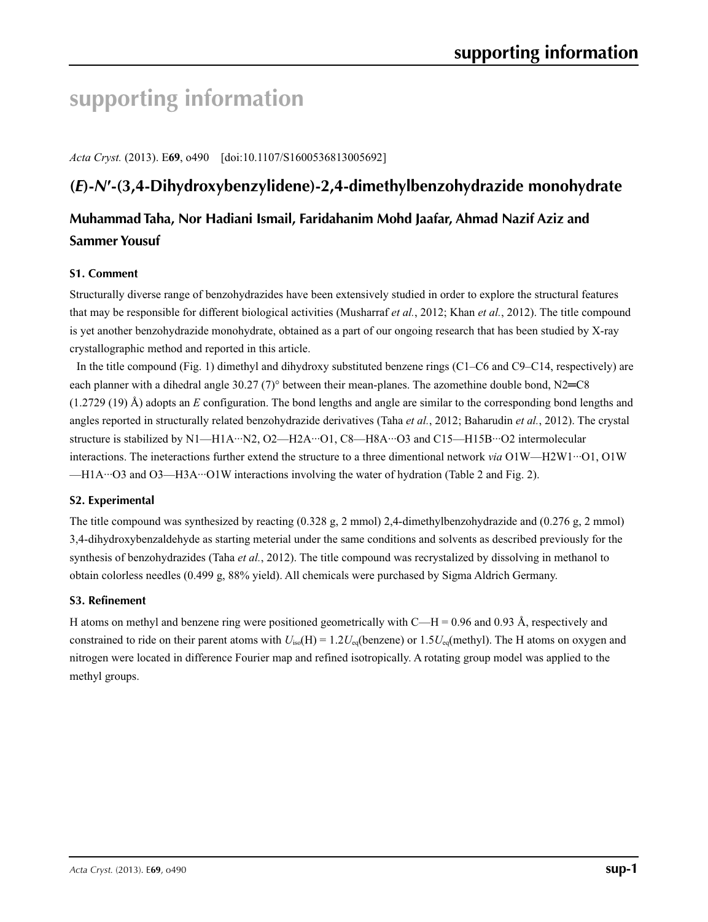# supporting information

*Acta Cryst.* (2013). E**69**, o490 [doi:10.1107/S1600536813005692]

## (*E*)-*N*′-(3,4-Dihydroxybenzylidene)-2,4-dimethylbenzohydrazide monohydrate

**Muhammad Taha, Nor Hadiani Ismail, Faridahanim Mohd Jaafar, Ahmad Nazif Aziz and Sammer Yousuf**

### S1. Comment

Structurally diverse range of benzohydrazides have been extensively studied in order to explore the structural features that may be responsible for different biological activities (Musharraf *et al.*, 2012; Khan *et al.*, 2012). The title compound is yet another benzohydrazide monohydrate, obtained as a part of our ongoing research that has been studied by X-ray crystallographic method and reported in this article.

In the title compound (Fig. 1) dimethyl and dihydroxy substituted benzene rings (C1–C6 and C9–C14, respectively) are each planner with a dihedral angle 30.27 (7)° between their mean-planes. The azomethine double bond, N2═C8 (1.2729 (19) Å) adopts an *E* configuration. The bond lengths and angle are similar to the corresponding bond lengths and angles reported in structurally related benzohydrazide derivatives (Taha *et al.*, 2012; Baharudin *et al.*, 2012). The crystal structure is stabilized by N1—H1A···N2, O2—H2A···O1, C8—H8A···O3 and C15—H15B···O2 intermolecular interactions. The ineteractions further extend the structure to a three dimentional network *via* O1W—H2W1···O1, O1W—H1A···O3 and O3—H3A···O1W interactions involving the water of hydration (Table 2 and Fig. 2).

### S2. Experimental

The title compound was synthesized by reacting (0.328 g, 2 mmol) 2,4-dimethylbenzohydrazide and (0.276 g, 2 mmol) 3,4-dihydroxybenzaldehyde as starting meterial under the same conditions and solvents as described previously for the synthesis of benzohydrazides (Taha *et al.*, 2012). The title compound was recrystalized by dissolving in methanol to obtain colorless needles (0.499 g, 88% yield). All chemicals were purchased by Sigma Aldrich Germany.

### S3. Refinement

H atoms on methyl and benzene ring were positioned geometrically with C—H = 0.96 and 0.93 Å, respectively and constrained to ride on their parent atoms with $U_{iso}$(H) = 1.2$U_{eq}$(benzene) or 1.5$U_{eq}$(methyl). The H atoms on oxygen and nitrogen were located in difference Fourier map and refined isotropically. A rotating group model was applied to the methyl groups.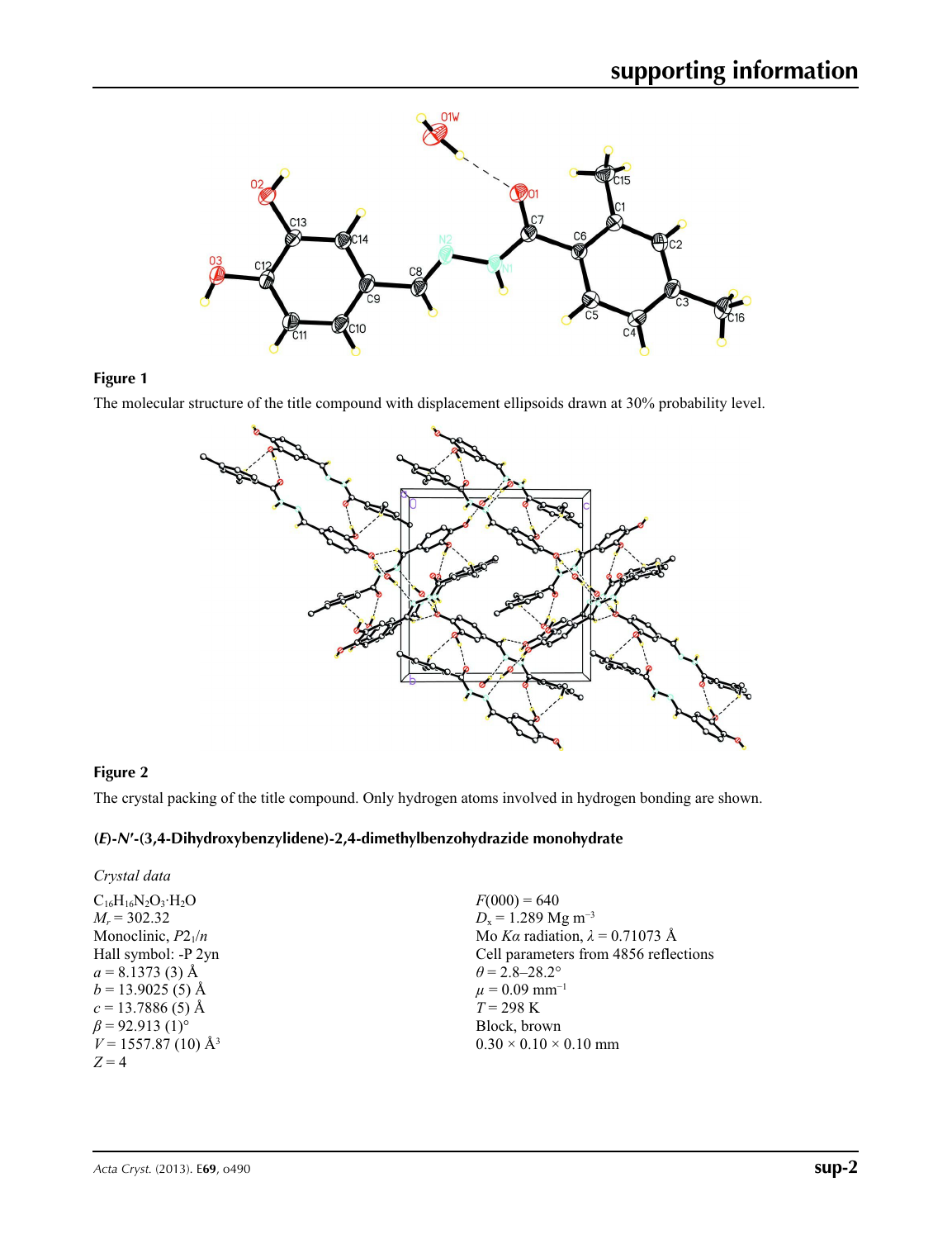**Figure 1**

The molecular structure of the title compound with displacement ellipsoids drawn at 30% probability level.

**Figure 2**

The crystal packing of the title compound. Only hydrogen atoms involved in hydrogen bonding are shown.

## (*E*)-*N*′-(3,4-Dihydroxybenzylidene)-2,4-dimethylbenzohydrazide monohydrate

### *Crystal data*

$C_{16}H_{16}N_2O_3 \cdot H_2O$
$M_r = 302.32$
Monoclinic, $P2_1/n$
Hall symbol: -P 2yn
$a = 8.1373$ (3) Å
$b = 13.9025$ (5) Å
$c = 13.7886$ (5) Å
$\beta = 92.913$ (1)°
$V = 1557.87$ (10) Å$^3$
$Z = 4$
$F(000) = 640$
$D_x = 1.289$ Mg m$^{-3}$
Mo $K\alpha$ radiation, $\lambda = 0.71073$ Å
Cell parameters from 4856 reflections
$\theta = 2.8$–$28.2°$
$\mu = 0.09$ mm$^{-1}$
$T = 298$ K
Block, brown
$0.30 \times 0.10 \times 0.10$ mm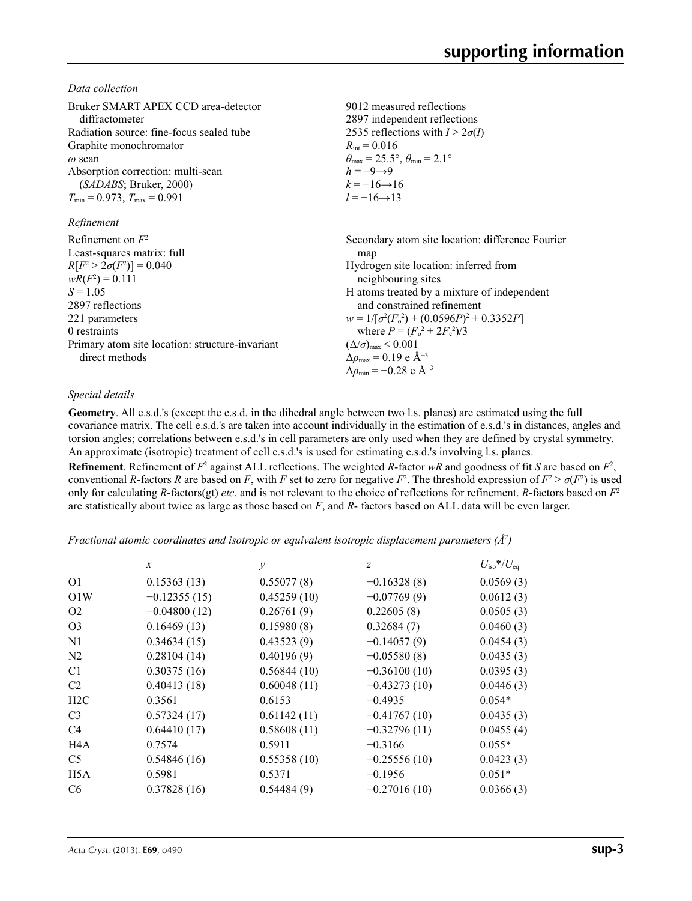*Data collection*

Bruker SMART APEX CCD area-detector diffractometer
Radiation source: fine-focus sealed tube
Graphite monochromator
$\omega$ scan
Absorption correction: multi-scan (*SADABS*; Bruker, 2000)
$T_{min} = 0.973$, $T_{max} = 0.991$

9012 measured reflections
2897 independent reflections
2535 reflections with $I > 2\sigma(I)$
$R_{int} = 0.016$
$\theta_{max} = 25.5°$, $\theta_{min} = 2.1°$
$h = -9 \rightarrow 9$
$k = -16 \rightarrow 16$
$l = -16 \rightarrow 13$

*Refinement*

Refinement on $F^2$
Least-squares matrix: full
$R[F^2 > 2\sigma(F^2)] = 0.040$
$wR(F^2) = 0.111$
$S = 1.05$
2897 reflections
221 parameters
0 restraints
Primary atom site location: structure-invariant direct methods

Secondary atom site location: difference Fourier map
Hydrogen site location: inferred from neighbouring sites
H atoms treated by a mixture of independent and constrained refinement
$w = 1/[\sigma^2(F_o^2) + (0.0596P)^2 + 0.3352P]$ where $P = (F_o^2 + 2F_c^2)/3$
$(\Delta/\sigma)_{max} < 0.001$
$\Delta\rho_{max} = 0.19$ e Å$^{-3}$
$\Delta\rho_{min} = -0.28$ e Å$^{-3}$

*Special details*

**Geometry**. All e.s.d.'s (except the e.s.d. in the dihedral angle between two l.s. planes) are estimated using the full covariance matrix. The cell e.s.d.'s are taken into account individually in the estimation of e.s.d.'s in distances, angles and torsion angles; correlations between e.s.d.'s in cell parameters are only used when they are defined by crystal symmetry. An approximate (isotropic) treatment of cell e.s.d.'s is used for estimating e.s.d.'s involving l.s. planes.

**Refinement**. Refinement of $F^2$ against ALL reflections. The weighted $R$-factor $wR$ and goodness of fit $S$ are based on $F^2$, conventional $R$-factors $R$ are based on $F$, with $F$ set to zero for negative $F^2$. The threshold expression of $F^2 > \sigma(F^2)$ is used only for calculating $R$-factors(gt) *etc*. and is not relevant to the choice of reflections for refinement. $R$-factors based on $F^2$ are statistically about twice as large as those based on $F$, and $R$- factors based on ALL data will be even larger.

*Fractional atomic coordinates and isotropic or equivalent isotropic displacement parameters (Å$^2$)*

| | $x$ | $y$ | $z$ | $U_{iso}$\*/$U_{eq}$ |
|---|---|---|---|---|
| O1 | 0.15363 (13) | 0.55077 (8) | −0.16328 (8) | 0.0569 (3) |
| O1W | −0.12355 (15) | 0.45259 (10) | −0.07769 (9) | 0.0612 (3) |
| O2 | −0.04800 (12) | 0.26761 (9) | 0.22605 (8) | 0.0505 (3) |
| O3 | 0.16469 (13) | 0.15980 (8) | 0.32684 (7) | 0.0460 (3) |
| N1 | 0.34634 (15) | 0.43523 (9) | −0.14057 (9) | 0.0454 (3) |
| N2 | 0.28104 (14) | 0.40196 (9) | −0.05580 (8) | 0.0435 (3) |
| C1 | 0.30375 (16) | 0.56844 (10) | −0.36100 (10) | 0.0395 (3) |
| C2 | 0.40413 (18) | 0.60048 (11) | −0.43273 (10) | 0.0446 (3) |
| H2C | 0.3561 | 0.6153 | −0.4935 | 0.054\* |
| C3 | 0.57324 (17) | 0.61142 (11) | −0.41767 (10) | 0.0435 (3) |
| C4 | 0.64410 (17) | 0.58608 (11) | −0.32796 (11) | 0.0455 (4) |
| H4A | 0.7574 | 0.5911 | −0.3166 | 0.055\* |
| C5 | 0.54846 (16) | 0.55358 (10) | −0.25556 (10) | 0.0423 (3) |
| H5A | 0.5981 | 0.5371 | −0.1956 | 0.051\* |
| C6 | 0.37828 (16) | 0.54484 (9) | −0.27016 (10) | 0.0366 (3) |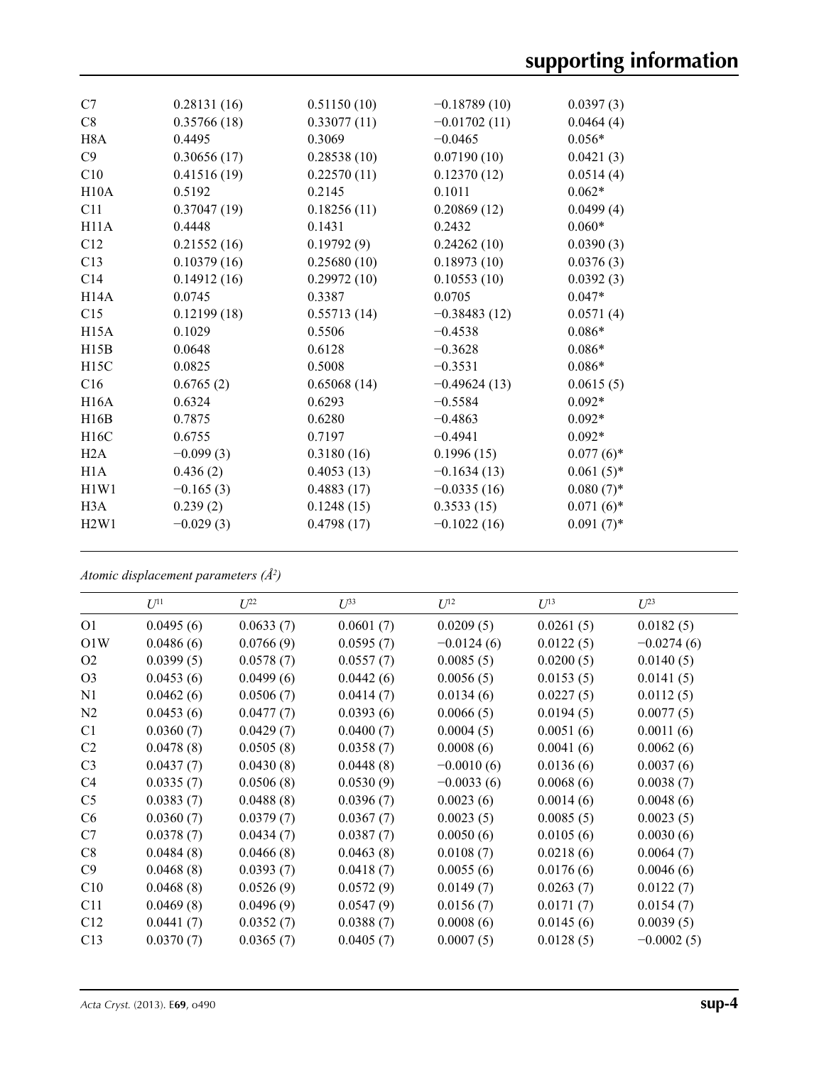| | | | | |
|---|---|---|---|---|
| C7 | 0.28131 (16) | 0.51150 (10) | −0.18789 (10) | 0.0397 (3) |
| C8 | 0.35766 (18) | 0.33077 (11) | −0.01702 (11) | 0.0464 (4) |
| H8A | 0.4495 | 0.3069 | −0.0465 | 0.056* |
| C9 | 0.30656 (17) | 0.28538 (10) | 0.07190 (10) | 0.0421 (3) |
| C10 | 0.41516 (19) | 0.22570 (11) | 0.12370 (12) | 0.0514 (4) |
| H10A | 0.5192 | 0.2145 | 0.1011 | 0.062* |
| C11 | 0.37047 (19) | 0.18256 (11) | 0.20869 (12) | 0.0499 (4) |
| H11A | 0.4448 | 0.1431 | 0.2432 | 0.060* |
| C12 | 0.21552 (16) | 0.19792 (9) | 0.24262 (10) | 0.0390 (3) |
| C13 | 0.10379 (16) | 0.25680 (10) | 0.18973 (10) | 0.0376 (3) |
| C14 | 0.14912 (16) | 0.29972 (10) | 0.10553 (10) | 0.0392 (3) |
| H14A | 0.0745 | 0.3387 | 0.0705 | 0.047* |
| C15 | 0.12199 (18) | 0.55713 (14) | −0.38483 (12) | 0.0571 (4) |
| H15A | 0.1029 | 0.5506 | −0.4538 | 0.086* |
| H15B | 0.0648 | 0.6128 | −0.3628 | 0.086* |
| H15C | 0.0825 | 0.5008 | −0.3531 | 0.086* |
| C16 | 0.6765 (2) | 0.65068 (14) | −0.49624 (13) | 0.0615 (5) |
| H16A | 0.6324 | 0.6293 | −0.5584 | 0.092* |
| H16B | 0.7875 | 0.6280 | −0.4863 | 0.092* |
| H16C | 0.6755 | 0.7197 | −0.4941 | 0.092* |
| H2A | −0.099 (3) | 0.3180 (16) | 0.1996 (15) | 0.077 (6)* |
| H1A | 0.436 (2) | 0.4053 (13) | −0.1634 (13) | 0.061 (5)* |
| H1W1 | −0.165 (3) | 0.4883 (17) | −0.0335 (16) | 0.080 (7)* |
| H3A | 0.239 (2) | 0.1248 (15) | 0.3533 (15) | 0.071 (6)* |
| H2W1 | −0.029 (3) | 0.4798 (17) | −0.1022 (16) | 0.091 (7)* |

*Atomic displacement parameters (Å²)*

| | $U^{11}$ | $U^{22}$ | $U^{33}$ | $U^{12}$ | $U^{13}$ | $U^{23}$ |
|---|---|---|---|---|---|---|
| O1 | 0.0495 (6) | 0.0633 (7) | 0.0601 (7) | 0.0209 (5) | 0.0261 (5) | 0.0182 (5) |
| O1W | 0.0486 (6) | 0.0766 (9) | 0.0595 (7) | −0.0124 (6) | 0.0122 (5) | −0.0274 (6) |
| O2 | 0.0399 (5) | 0.0578 (7) | 0.0557 (7) | 0.0085 (5) | 0.0200 (5) | 0.0140 (5) |
| O3 | 0.0453 (6) | 0.0499 (6) | 0.0442 (6) | 0.0056 (5) | 0.0153 (5) | 0.0141 (5) |
| N1 | 0.0462 (6) | 0.0506 (7) | 0.0414 (7) | 0.0134 (6) | 0.0227 (5) | 0.0112 (5) |
| N2 | 0.0453 (6) | 0.0477 (7) | 0.0393 (6) | 0.0066 (5) | 0.0194 (5) | 0.0077 (5) |
| C1 | 0.0360 (7) | 0.0429 (7) | 0.0400 (7) | 0.0004 (5) | 0.0051 (6) | 0.0011 (6) |
| C2 | 0.0478 (8) | 0.0505 (8) | 0.0358 (7) | 0.0008 (6) | 0.0041 (6) | 0.0062 (6) |
| C3 | 0.0437 (7) | 0.0430 (8) | 0.0448 (8) | −0.0010 (6) | 0.0136 (6) | 0.0037 (6) |
| C4 | 0.0335 (7) | 0.0506 (8) | 0.0530 (9) | −0.0033 (6) | 0.0068 (6) | 0.0038 (7) |
| C5 | 0.0383 (7) | 0.0488 (8) | 0.0396 (7) | 0.0023 (6) | 0.0014 (6) | 0.0048 (6) |
| C6 | 0.0360 (7) | 0.0379 (7) | 0.0367 (7) | 0.0023 (5) | 0.0085 (5) | 0.0023 (5) |
| C7 | 0.0378 (7) | 0.0434 (7) | 0.0387 (7) | 0.0050 (6) | 0.0105 (6) | 0.0030 (6) |
| C8 | 0.0484 (8) | 0.0466 (8) | 0.0463 (8) | 0.0108 (7) | 0.0218 (6) | 0.0064 (7) |
| C9 | 0.0468 (8) | 0.0393 (7) | 0.0418 (7) | 0.0055 (6) | 0.0176 (6) | 0.0046 (6) |
| C10 | 0.0468 (8) | 0.0526 (9) | 0.0572 (9) | 0.0149 (7) | 0.0263 (7) | 0.0122 (7) |
| C11 | 0.0469 (8) | 0.0496 (9) | 0.0547 (9) | 0.0156 (7) | 0.0171 (7) | 0.0154 (7) |
| C12 | 0.0441 (7) | 0.0352 (7) | 0.0388 (7) | 0.0008 (6) | 0.0145 (6) | 0.0039 (5) |
| C13 | 0.0370 (7) | 0.0365 (7) | 0.0405 (7) | 0.0007 (5) | 0.0128 (5) | −0.0002 (5) |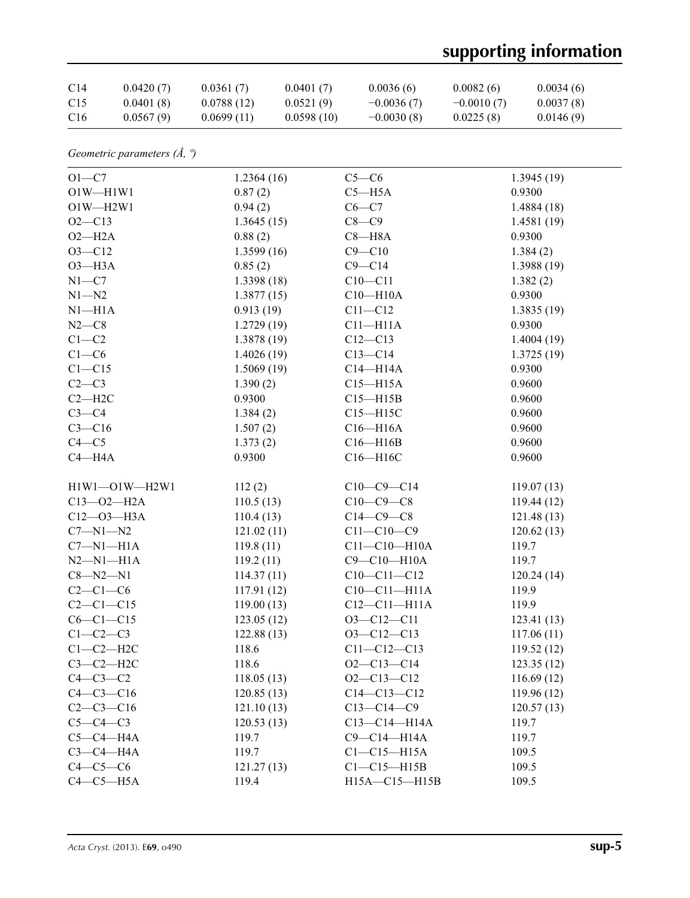| C14 | 0.0420 (7) | 0.0361 (7) | 0.0401 (7) | 0.0036 (6) | 0.0082 (6) | 0.0034 (6) |
|---|---|---|---|---|---|---|
| C15 | 0.0401 (8) | 0.0788 (12) | 0.0521 (9) | −0.0036 (7) | −0.0010 (7) | 0.0037 (8) |
| C16 | 0.0567 (9) | 0.0699 (11) | 0.0598 (10) | −0.0030 (8) | 0.0225 (8) | 0.0146 (9) |

*Geometric parameters (Å, º)*

| | | | |
|---|---|---|---|
| O1—C7 | 1.2364 (16) | C5—C6 | 1.3945 (19) |
| O1W—H1W1 | 0.87 (2) | C5—H5A | 0.9300 |
| O1W—H2W1 | 0.94 (2) | C6—C7 | 1.4884 (18) |
| O2—C13 | 1.3645 (15) | C8—C9 | 1.4581 (19) |
| O2—H2A | 0.88 (2) | C8—H8A | 0.9300 |
| O3—C12 | 1.3599 (16) | C9—C10 | 1.384 (2) |
| O3—H3A | 0.85 (2) | C9—C14 | 1.3988 (19) |
| N1—C7 | 1.3398 (18) | C10—C11 | 1.382 (2) |
| N1—N2 | 1.3877 (15) | C10—H10A | 0.9300 |
| N1—H1A | 0.913 (19) | C11—C12 | 1.3835 (19) |
| N2—C8 | 1.2729 (19) | C11—H11A | 0.9300 |
| C1—C2 | 1.3878 (19) | C12—C13 | 1.4004 (19) |
| C1—C6 | 1.4026 (19) | C13—C14 | 1.3725 (19) |
| C1—C15 | 1.5069 (19) | C14—H14A | 0.9300 |
| C2—C3 | 1.390 (2) | C15—H15A | 0.9600 |
| C2—H2C | 0.9300 | C15—H15B | 0.9600 |
| C3—C4 | 1.384 (2) | C15—H15C | 0.9600 |
| C3—C16 | 1.507 (2) | C16—H16A | 0.9600 |
| C4—C5 | 1.373 (2) | C16—H16B | 0.9600 |
| C4—H4A | 0.9300 | C16—H16C | 0.9600 |
| | | | |
| H1W1—O1W—H2W1 | 112 (2) | C10—C9—C14 | 119.07 (13) |
| C13—O2—H2A | 110.5 (13) | C10—C9—C8 | 119.44 (12) |
| C12—O3—H3A | 110.4 (13) | C14—C9—C8 | 121.48 (13) |
| C7—N1—N2 | 121.02 (11) | C11—C10—C9 | 120.62 (13) |
| C7—N1—H1A | 119.8 (11) | C11—C10—H10A | 119.7 |
| N2—N1—H1A | 119.2 (11) | C9—C10—H10A | 119.7 |
| C8—N2—N1 | 114.37 (11) | C10—C11—C12 | 120.24 (14) |
| C2—C1—C6 | 117.91 (12) | C10—C11—H11A | 119.9 |
| C2—C1—C15 | 119.00 (13) | C12—C11—H11A | 119.9 |
| C6—C1—C15 | 123.05 (12) | O3—C12—C11 | 123.41 (13) |
| C1—C2—C3 | 122.88 (13) | O3—C12—C13 | 117.06 (11) |
| C1—C2—H2C | 118.6 | C11—C12—C13 | 119.52 (12) |
| C3—C2—H2C | 118.6 | O2—C13—C14 | 123.35 (12) |
| C4—C3—C2 | 118.05 (13) | O2—C13—C12 | 116.69 (12) |
| C4—C3—C16 | 120.85 (13) | C14—C13—C12 | 119.96 (12) |
| C2—C3—C16 | 121.10 (13) | C13—C14—C9 | 120.57 (13) |
| C5—C4—C3 | 120.53 (13) | C13—C14—H14A | 119.7 |
| C5—C4—H4A | 119.7 | C9—C14—H14A | 119.7 |
| C3—C4—H4A | 119.7 | C1—C15—H15A | 109.5 |
| C4—C5—C6 | 121.27 (13) | C1—C15—H15B | 109.5 |
| C4—C5—H5A | 119.4 | H15A—C15—H15B | 109.5 |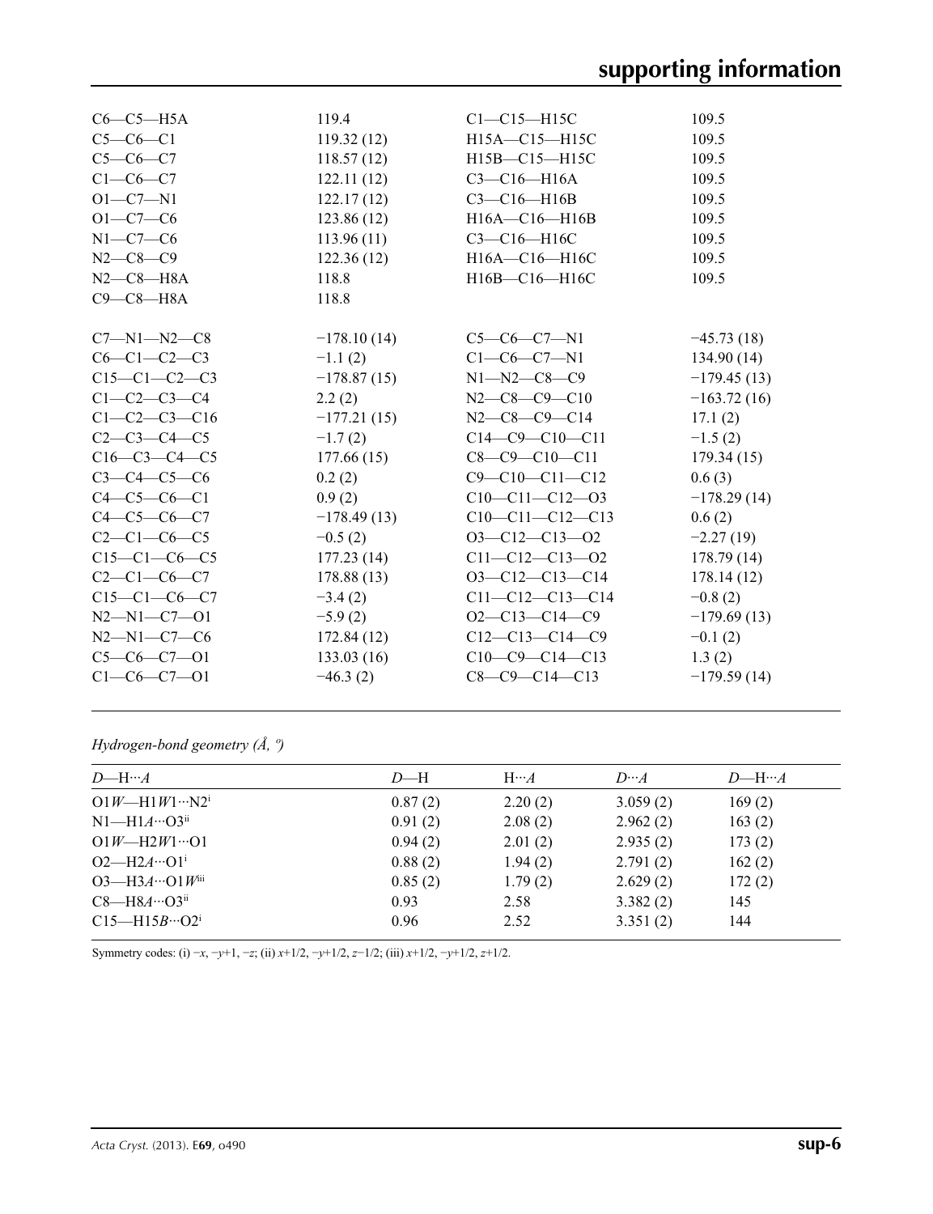| | | | |
|---|---|---|---|
| C6—C5—H5A | 119.4 | C1—C15—H15C | 109.5 |
| C5—C6—C1 | 119.32 (12) | H15A—C15—H15C | 109.5 |
| C5—C6—C7 | 118.57 (12) | H15B—C15—H15C | 109.5 |
| C1—C6—C7 | 122.11 (12) | C3—C16—H16A | 109.5 |
| O1—C7—N1 | 122.17 (12) | C3—C16—H16B | 109.5 |
| O1—C7—C6 | 123.86 (12) | H16A—C16—H16B | 109.5 |
| N1—C7—C6 | 113.96 (11) | C3—C16—H16C | 109.5 |
| N2—C8—C9 | 122.36 (12) | H16A—C16—H16C | 109.5 |
| N2—C8—H8A | 118.8 | H16B—C16—H16C | 109.5 |
| C9—C8—H8A | 118.8 | | |

| | | | |
|---|---|---|---|
| C7—N1—N2—C8 | −178.10 (14) | C5—C6—C7—N1 | −45.73 (18) |
| C6—C1—C2—C3 | −1.1 (2) | C1—C6—C7—N1 | 134.90 (14) |
| C15—C1—C2—C3 | −178.87 (15) | N1—N2—C8—C9 | −179.45 (13) |
| C1—C2—C3—C4 | 2.2 (2) | N2—C8—C9—C10 | −163.72 (16) |
| C1—C2—C3—C16 | −177.21 (15) | N2—C8—C9—C14 | 17.1 (2) |
| C2—C3—C4—C5 | −1.7 (2) | C14—C9—C10—C11 | −1.5 (2) |
| C16—C3—C4—C5 | 177.66 (15) | C8—C9—C10—C11 | 179.34 (15) |
| C3—C4—C5—C6 | 0.2 (2) | C9—C10—C11—C12 | 0.6 (3) |
| C4—C5—C6—C1 | 0.9 (2) | C10—C11—C12—O3 | −178.29 (14) |
| C4—C5—C6—C7 | −178.49 (13) | C10—C11—C12—C13 | 0.6 (2) |
| C2—C1—C6—C5 | −0.5 (2) | O3—C12—C13—O2 | −2.27 (19) |
| C15—C1—C6—C5 | 177.23 (14) | C11—C12—C13—O2 | 178.79 (14) |
| C2—C1—C6—C7 | 178.88 (13) | O3—C12—C13—C14 | 178.14 (12) |
| C15—C1—C6—C7 | −3.4 (2) | C11—C12—C13—C14 | −0.8 (2) |
| N2—N1—C7—O1 | −5.9 (2) | O2—C13—C14—C9 | −179.69 (13) |
| N2—N1—C7—C6 | 172.84 (12) | C12—C13—C14—C9 | −0.1 (2) |
| C5—C6—C7—O1 | 133.03 (16) | C10—C9—C14—C13 | 1.3 (2) |
| C1—C6—C7—O1 | −46.3 (2) | C8—C9—C14—C13 | −179.59 (14) |

*Hydrogen-bond geometry (Å, º)*

| *D*—H···*A* | *D*—H | H···*A* | *D*···*A* | *D*—H···*A* |
|---|---|---|---|---|
| O1*W*—H1*W*1···N2[i] | 0.87 (2) | 2.20 (2) | 3.059 (2) | 169 (2) |
| N1—H1*A*···O3[ii] | 0.91 (2) | 2.08 (2) | 2.962 (2) | 163 (2) |
| O1*W*—H2*W*1···O1 | 0.94 (2) | 2.01 (2) | 2.935 (2) | 173 (2) |
| O2—H2*A*···O1[i] | 0.88 (2) | 1.94 (2) | 2.791 (2) | 162 (2) |
| O3—H3*A*···O1*W*[iii] | 0.85 (2) | 1.79 (2) | 2.629 (2) | 172 (2) |
| C8—H8*A*···O3[ii] | 0.93 | 2.58 | 3.382 (2) | 145 |
| C15—H15*B*···O2[i] | 0.96 | 2.52 | 3.351 (2) | 144 |

Symmetry codes: (i) $-x, -y+1, -z$; (ii) $x+1/2, -y+1/2, z-1/2$; (iii) $x+1/2, -y+1/2, z+1/2$.